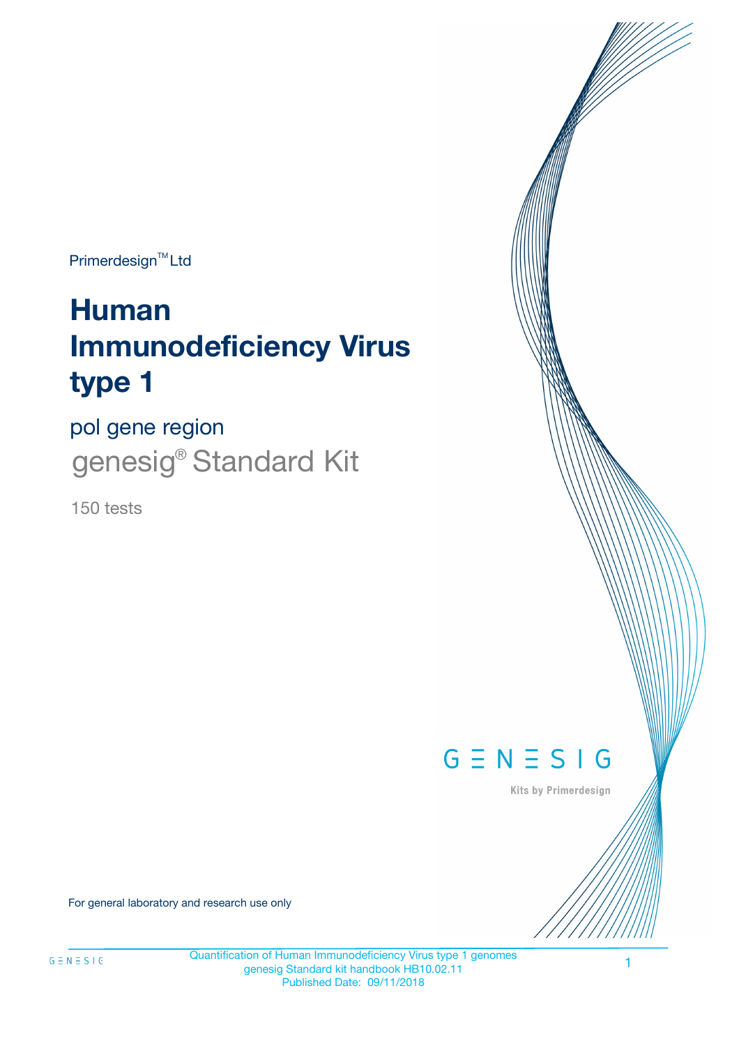Primerdesign™ Ltd

# Human Immunodeficiency Virus type 1

## pol gene region

## genesig® Standard Kit

150 tests

GENESIG

Kits by Primerdesign

For general laboratory and research use only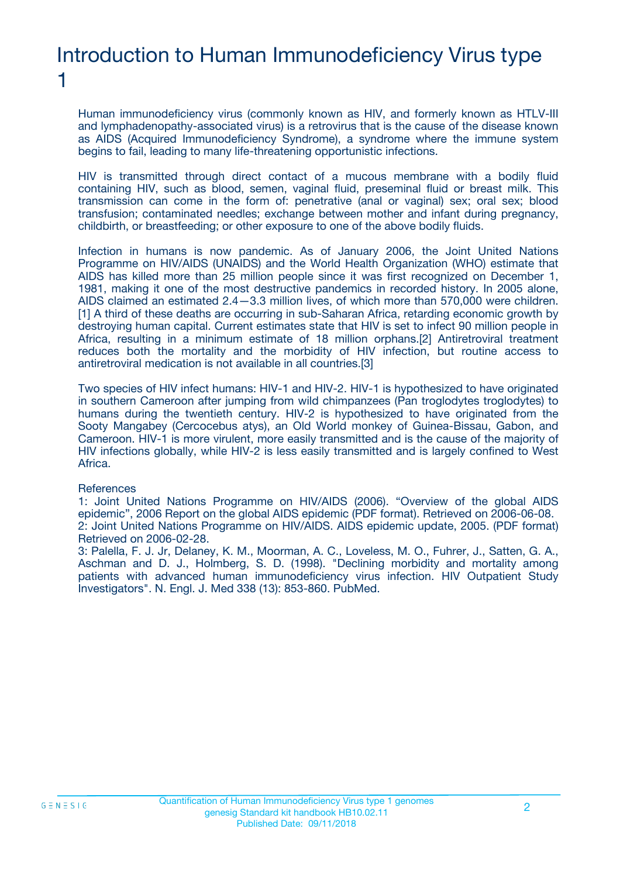# Introduction to Human Immunodeficiency Virus type 1

Human immunodeficiency virus (commonly known as HIV, and formerly known as HTLV-III and lymphadenopathy-associated virus) is a retrovirus that is the cause of the disease known as AIDS (Acquired Immunodeficiency Syndrome), a syndrome where the immune system begins to fail, leading to many life-threatening opportunistic infections.

HIV is transmitted through direct contact of a mucous membrane with a bodily fluid containing HIV, such as blood, semen, vaginal fluid, preseminal fluid or breast milk. This transmission can come in the form of: penetrative (anal or vaginal) sex; oral sex; blood transfusion; contaminated needles; exchange between mother and infant during pregnancy, childbirth, or breastfeeding; or other exposure to one of the above bodily fluids.

Infection in humans is now pandemic. As of January 2006, the Joint United Nations Programme on HIV/AIDS (UNAIDS) and the World Health Organization (WHO) estimate that AIDS has killed more than 25 million people since it was first recognized on December 1, 1981, making it one of the most destructive pandemics in recorded history. In 2005 alone, AIDS claimed an estimated 2.4—3.3 million lives, of which more than 570,000 were children.[1] A third of these deaths are occurring in sub-Saharan Africa, retarding economic growth by destroying human capital. Current estimates state that HIV is set to infect 90 million people in Africa, resulting in a minimum estimate of 18 million orphans.[2] Antiretroviral treatment reduces both the mortality and the morbidity of HIV infection, but routine access to antiretroviral medication is not available in all countries.[3]

Two species of HIV infect humans: HIV-1 and HIV-2. HIV-1 is hypothesized to have originated in southern Cameroon after jumping from wild chimpanzees (Pan troglodytes troglodytes) to humans during the twentieth century. HIV-2 is hypothesized to have originated from the Sooty Mangabey (Cercocebus atys), an Old World monkey of Guinea-Bissau, Gabon, and Cameroon. HIV-1 is more virulent, more easily transmitted and is the cause of the majority of HIV infections globally, while HIV-2 is less easily transmitted and is largely confined to West Africa.

References
1: Joint United Nations Programme on HIV/AIDS (2006). “Overview of the global AIDS epidemic”, 2006 Report on the global AIDS epidemic (PDF format). Retrieved on 2006-06-08.
2: Joint United Nations Programme on HIV/AIDS. AIDS epidemic update, 2005. (PDF format) Retrieved on 2006-02-28.
3: Palella, F. J. Jr, Delaney, K. M., Moorman, A. C., Loveless, M. O., Fuhrer, J., Satten, G. A., Aschman and D. J., Holmberg, S. D. (1998). "Declining morbidity and mortality among patients with advanced human immunodeficiency virus infection. HIV Outpatient Study Investigators". N. Engl. J. Med 338 (13): 853-860. PubMed.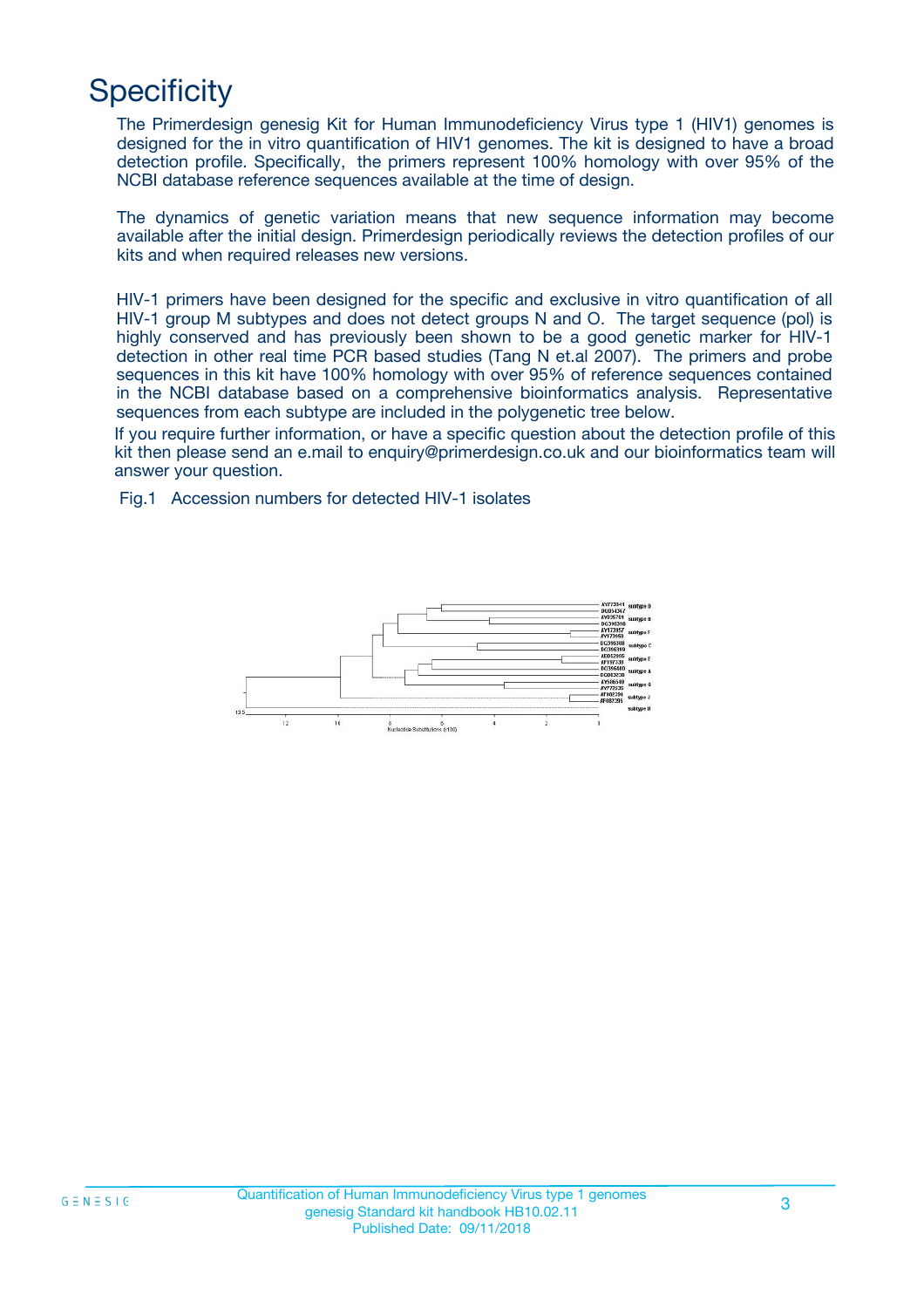# Specificity

The Primerdesign genesig Kit for Human Immunodeficiency Virus type 1 (HIV1) genomes is designed for the in vitro quantification of HIV1 genomes. The kit is designed to have a broad detection profile. Specifically, the primers represent 100% homology with over 95% of the NCBI database reference sequences available at the time of design.

The dynamics of genetic variation means that new sequence information may become available after the initial design. Primerdesign periodically reviews the detection profiles of our kits and when required releases new versions.

HIV-1 primers have been designed for the specific and exclusive in vitro quantification of all HIV-1 group M subtypes and does not detect groups N and O. The target sequence (pol) is highly conserved and has previously been shown to be a good genetic marker for HIV-1 detection in other real time PCR based studies (Tang N et.al 2007). The primers and probe sequences in this kit have 100% homology with over 95% of reference sequences contained in the NCBI database based on a comprehensive bioinformatics analysis. Representative sequences from each subtype are included in the polygenetic tree below.

If you require further information, or have a specific question about the detection profile of this kit then please send an e.mail to enquiry@primerdesign.co.uk and our bioinformatics team will answer your question.

Fig.1 Accession numbers for detected HIV-1 isolates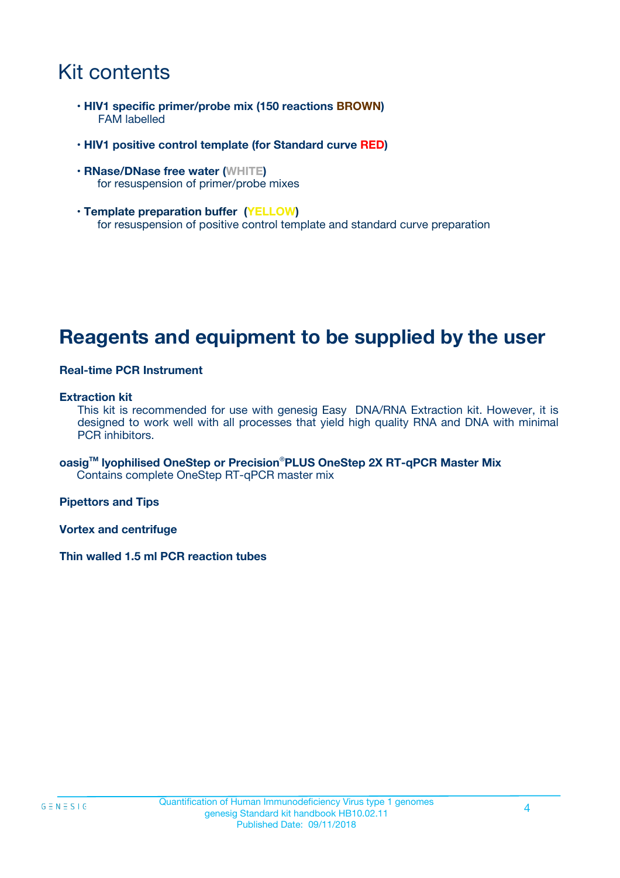# Kit contents

- **HIV1 specific primer/probe mix (150 reactions BROWN)**
  FAM labelled

- **HIV1 positive control template (for Standard curve RED)**

- **RNase/DNase free water (WHITE)**
  for resuspension of primer/probe mixes

- **Template preparation buffer (YELLOW)**
  for resuspension of positive control template and standard curve preparation

# Reagents and equipment to be supplied by the user

**Real-time PCR Instrument**

**Extraction kit**
This kit is recommended for use with genesig Easy DNA/RNA Extraction kit. However, it is designed to work well with all processes that yield high quality RNA and DNA with minimal PCR inhibitors.

**oasig™ lyophilised OneStep or Precision®PLUS OneStep 2X RT-qPCR Master Mix**
Contains complete OneStep RT-qPCR master mix

**Pipettors and Tips**

**Vortex and centrifuge**

**Thin walled 1.5 ml PCR reaction tubes**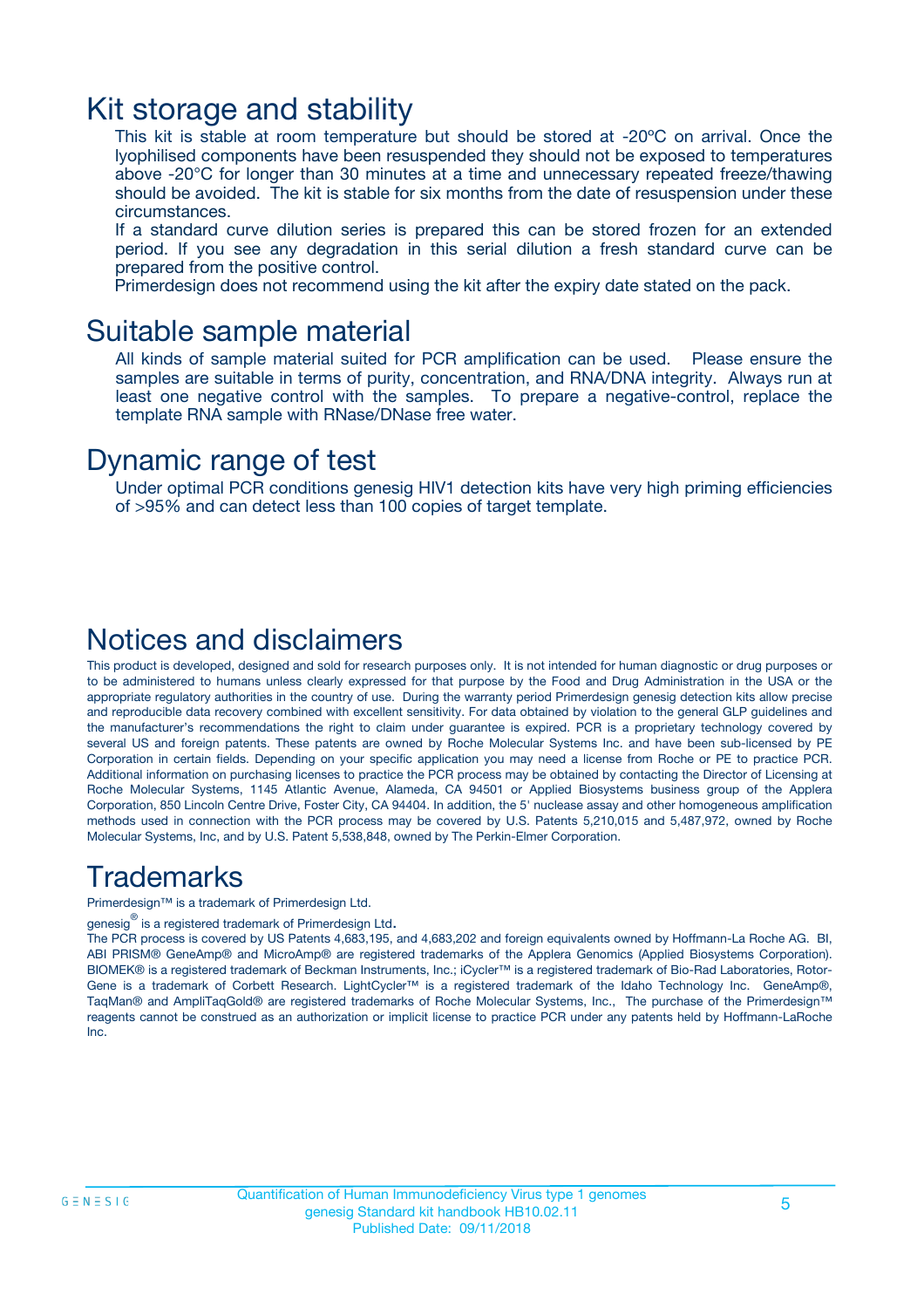# Kit storage and stability

This kit is stable at room temperature but should be stored at -20ºC on arrival. Once the lyophilised components have been resuspended they should not be exposed to temperatures above -20°C for longer than 30 minutes at a time and unnecessary repeated freeze/thawing should be avoided. The kit is stable for six months from the date of resuspension under these circumstances.

If a standard curve dilution series is prepared this can be stored frozen for an extended period. If you see any degradation in this serial dilution a fresh standard curve can be prepared from the positive control.

Primerdesign does not recommend using the kit after the expiry date stated on the pack.

# Suitable sample material

All kinds of sample material suited for PCR amplification can be used. Please ensure the samples are suitable in terms of purity, concentration, and RNA/DNA integrity. Always run at least one negative control with the samples. To prepare a negative-control, replace the template RNA sample with RNase/DNase free water.

# Dynamic range of test

Under optimal PCR conditions genesig HIV1 detection kits have very high priming efficiencies of >95% and can detect less than 100 copies of target template.

# Notices and disclaimers

This product is developed, designed and sold for research purposes only. It is not intended for human diagnostic or drug purposes or to be administered to humans unless clearly expressed for that purpose by the Food and Drug Administration in the USA or the appropriate regulatory authorities in the country of use. During the warranty period Primerdesign genesig detection kits allow precise and reproducible data recovery combined with excellent sensitivity. For data obtained by violation to the general GLP guidelines and the manufacturer's recommendations the right to claim under guarantee is expired. PCR is a proprietary technology covered by several US and foreign patents. These patents are owned by Roche Molecular Systems Inc. and have been sub-licensed by PE Corporation in certain fields. Depending on your specific application you may need a license from Roche or PE to practice PCR. Additional information on purchasing licenses to practice the PCR process may be obtained by contacting the Director of Licensing at Roche Molecular Systems, 1145 Atlantic Avenue, Alameda, CA 94501 or Applied Biosystems business group of the Applera Corporation, 850 Lincoln Centre Drive, Foster City, CA 94404. In addition, the 5' nuclease assay and other homogeneous amplification methods used in connection with the PCR process may be covered by U.S. Patents 5,210,015 and 5,487,972, owned by Roche Molecular Systems, Inc, and by U.S. Patent 5,538,848, owned by The Perkin-Elmer Corporation.

# Trademarks

Primerdesign™ is a trademark of Primerdesign Ltd.

genesig® is a registered trademark of Primerdesign Ltd.

The PCR process is covered by US Patents 4,683,195, and 4,683,202 and foreign equivalents owned by Hoffmann-La Roche AG. BI, ABI PRISM® GeneAmp® and MicroAmp® are registered trademarks of the Applera Genomics (Applied Biosystems Corporation). BIOMEK® is a registered trademark of Beckman Instruments, Inc.; iCycler™ is a registered trademark of Bio-Rad Laboratories, Rotor-Gene is a trademark of Corbett Research. LightCycler™ is a registered trademark of the Idaho Technology Inc. GeneAmp®, TaqMan® and AmpliTaqGold® are registered trademarks of Roche Molecular Systems, Inc., The purchase of the Primerdesign™ reagents cannot be construed as an authorization or implicit license to practice PCR under any patents held by Hoffmann-LaRoche Inc.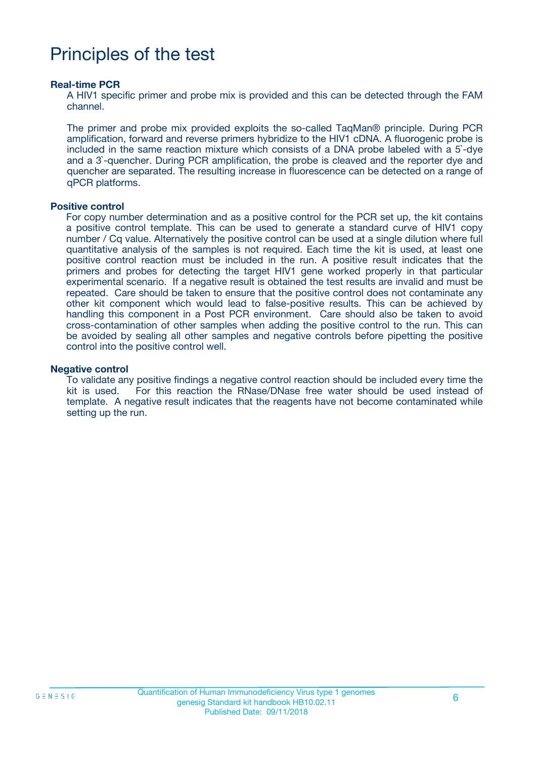# Principles of the test

**Real-time PCR**

A HIV1 specific primer and probe mix is provided and this can be detected through the FAM channel.

The primer and probe mix provided exploits the so-called TaqMan® principle. During PCR amplification, forward and reverse primers hybridize to the HIV1 cDNA. A fluorogenic probe is included in the same reaction mixture which consists of a DNA probe labeled with a 5`-dye and a 3`-quencher. During PCR amplification, the probe is cleaved and the reporter dye and quencher are separated. The resulting increase in fluorescence can be detected on a range of qPCR platforms.

**Positive control**

For copy number determination and as a positive control for the PCR set up, the kit contains a positive control template. This can be used to generate a standard curve of HIV1 copy number / Cq value. Alternatively the positive control can be used at a single dilution where full quantitative analysis of the samples is not required. Each time the kit is used, at least one positive control reaction must be included in the run. A positive result indicates that the primers and probes for detecting the target HIV1 gene worked properly in that particular experimental scenario. If a negative result is obtained the test results are invalid and must be repeated. Care should be taken to ensure that the positive control does not contaminate any other kit component which would lead to false-positive results. This can be achieved by handling this component in a Post PCR environment. Care should also be taken to avoid cross-contamination of other samples when adding the positive control to the run. This can be avoided by sealing all other samples and negative controls before pipetting the positive control into the positive control well.

**Negative control**

To validate any positive findings a negative control reaction should be included every time the kit is used. For this reaction the RNase/DNase free water should be used instead of template. A negative result indicates that the reagents have not become contaminated while setting up the run.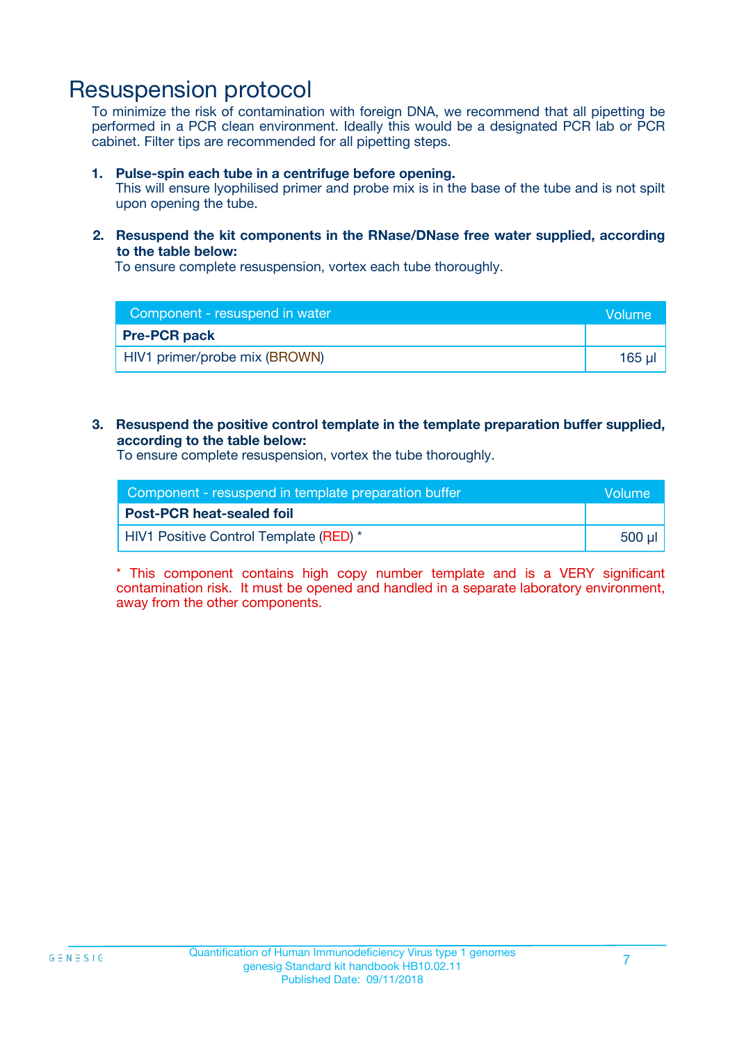# Resuspension protocol

To minimize the risk of contamination with foreign DNA, we recommend that all pipetting be performed in a PCR clean environment. Ideally this would be a designated PCR lab or PCR cabinet. Filter tips are recommended for all pipetting steps.

1. **Pulse-spin each tube in a centrifuge before opening.**
   This will ensure lyophilised primer and probe mix is in the base of the tube and is not spilt upon opening the tube.

2. **Resuspend the kit components in the RNase/DNase free water supplied, according to the table below:**
   To ensure complete resuspension, vortex each tube thoroughly.

| Component - resuspend in water | Volume |
|---|---|
| **Pre-PCR pack** | |
| HIV1 primer/probe mix (BROWN) | 165 µl |

3. **Resuspend the positive control template in the template preparation buffer supplied, according to the table below:**
   To ensure complete resuspension, vortex the tube thoroughly.

| Component - resuspend in template preparation buffer | Volume |
|---|---|
| **Post-PCR heat-sealed foil** | |
| HIV1 Positive Control Template (RED) * | 500 µl |

* This component contains high copy number template and is a VERY significant contamination risk. It must be opened and handled in a separate laboratory environment, away from the other components.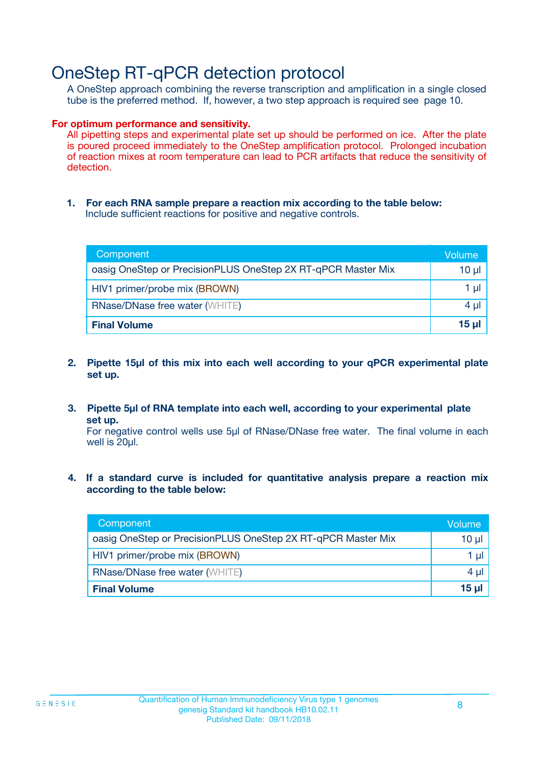# OneStep RT-qPCR detection protocol

A OneStep approach combining the reverse transcription and amplification in a single closed tube is the preferred method. If, however, a two step approach is required see page 10.

**For optimum performance and sensitivity.**

All pipetting steps and experimental plate set up should be performed on ice. After the plate is poured proceed immediately to the OneStep amplification protocol. Prolonged incubation of reaction mixes at room temperature can lead to PCR artifacts that reduce the sensitivity of detection.

1. **For each RNA sample prepare a reaction mix according to the table below:**
   Include sufficient reactions for positive and negative controls.

| Component | Volume |
|---|---|
| oasig OneStep or PrecisionPLUS OneStep 2X RT-qPCR Master Mix | 10 µl |
| HIV1 primer/probe mix (BROWN) | 1 µl |
| RNase/DNase free water (WHITE) | 4 µl |
| **Final Volume** | **15 µl** |

2. **Pipette 15µl of this mix into each well according to your qPCR experimental plate set up.**

3. **Pipette 5µl of RNA template into each well, according to your experimental plate set up.**
   For negative control wells use 5µl of RNase/DNase free water. The final volume in each well is 20µl.

4. **If a standard curve is included for quantitative analysis prepare a reaction mix according to the table below:**

| Component | Volume |
|---|---|
| oasig OneStep or PrecisionPLUS OneStep 2X RT-qPCR Master Mix | 10 µl |
| HIV1 primer/probe mix (BROWN) | 1 µl |
| RNase/DNase free water (WHITE) | 4 µl |
| **Final Volume** | **15 µl** |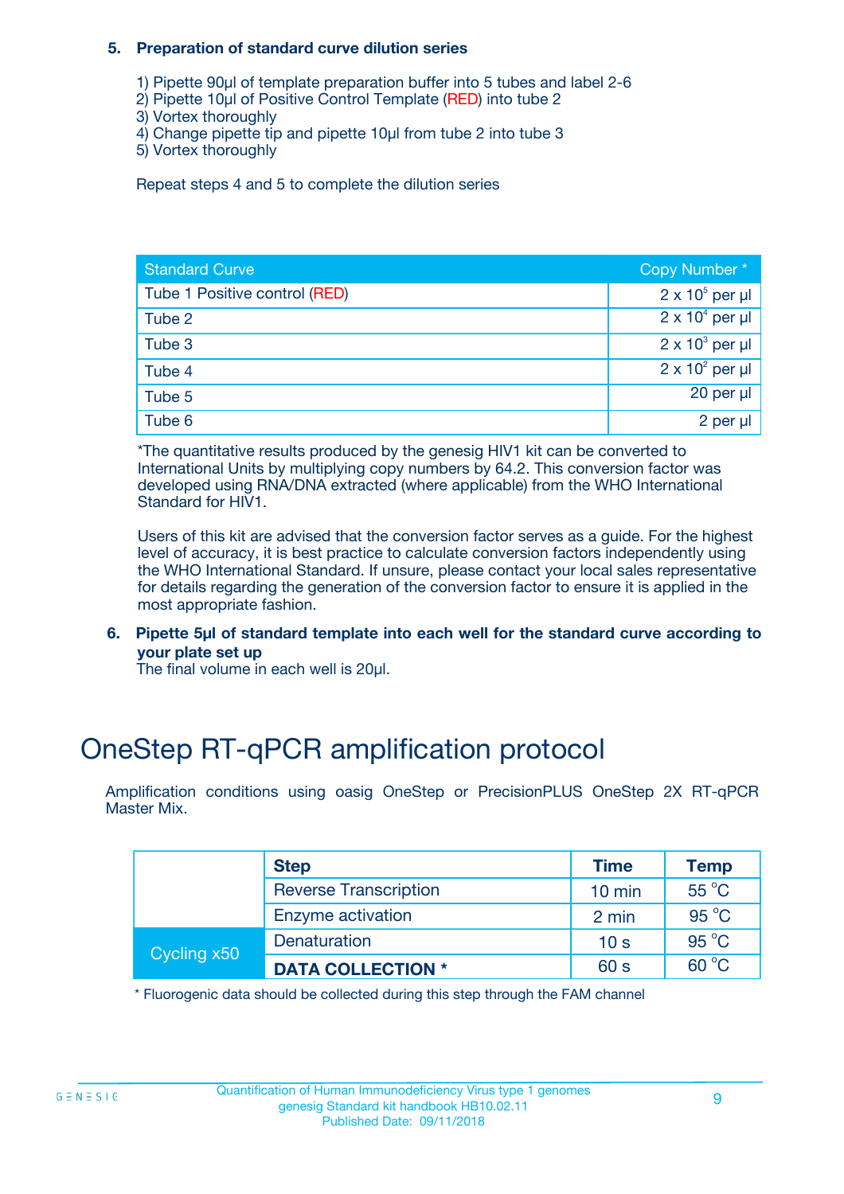**5. Preparation of standard curve dilution series**

1) Pipette 90µl of template preparation buffer into 5 tubes and label 2-6
2) Pipette 10µl of Positive Control Template (RED) into tube 2
3) Vortex thoroughly
4) Change pipette tip and pipette 10µl from tube 2 into tube 3
5) Vortex thoroughly

Repeat steps 4 and 5 to complete the dilution series

| Standard Curve | Copy Number * |
|---|---|
| Tube 1 Positive control (RED) | $2 \times 10^5$ per µl |
| Tube 2 | $2 \times 10^4$ per µl |
| Tube 3 | $2 \times 10^3$ per µl |
| Tube 4 | $2 \times 10^2$ per µl |
| Tube 5 | 20 per µl |
| Tube 6 | 2 per µl |

*The quantitative results produced by the genesig HIV1 kit can be converted to International Units by multiplying copy numbers by 64.2. This conversion factor was developed using RNA/DNA extracted (where applicable) from the WHO International Standard for HIV1.

Users of this kit are advised that the conversion factor serves as a guide. For the highest level of accuracy, it is best practice to calculate conversion factors independently using the WHO International Standard. If unsure, please contact your local sales representative for details regarding the generation of the conversion factor to ensure it is applied in the most appropriate fashion.

**6. Pipette 5µl of standard template into each well for the standard curve according to your plate set up**
The final volume in each well is 20µl.

# OneStep RT-qPCR amplification protocol

Amplification conditions using oasig OneStep or PrecisionPLUS OneStep 2X RT-qPCR Master Mix.

| | Step | Time | Temp |
|---|---|---|---|
| | Reverse Transcription | 10 min | 55 °C |
| | Enzyme activation | 2 min | 95 °C |
| Cycling x50 | Denaturation | 10 s | 95 °C |
| | **DATA COLLECTION *** | 60 s | 60 °C |

* Fluorogenic data should be collected during this step through the FAM channel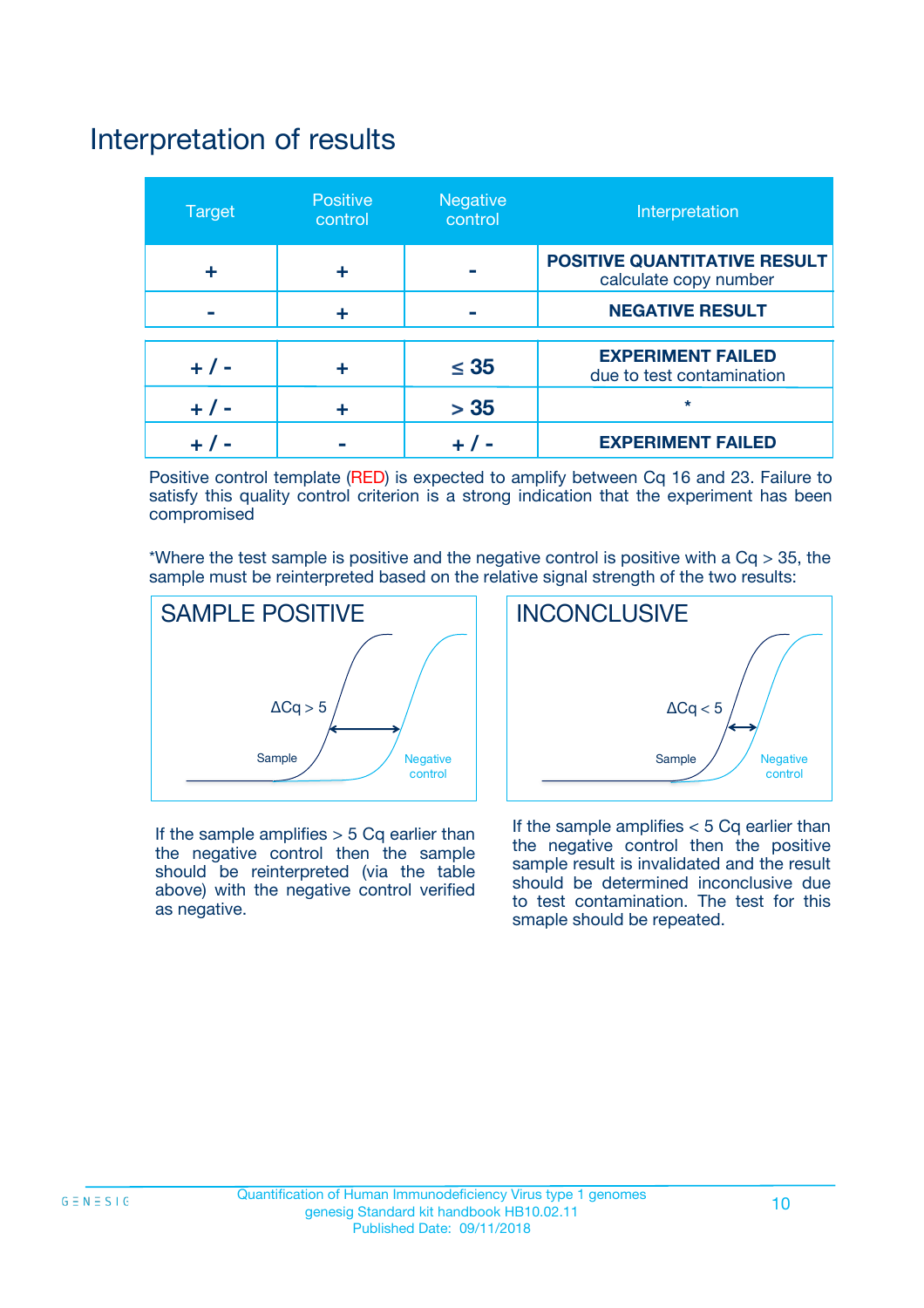# Interpretation of results

| Target | Positive control | Negative control | Interpretation |
|---|---|---|---|
| + | + | - | **POSITIVE QUANTITATIVE RESULT** calculate copy number |
| - | + | - | **NEGATIVE RESULT** |
| + / - | + | ≤ 35 | **EXPERIMENT FAILED** due to test contamination |
| + / - | + | > 35 | * |
| + / - | - | + / - | **EXPERIMENT FAILED** |

Positive control template (RED) is expected to amplify between Cq 16 and 23. Failure to satisfy this quality control criterion is a strong indication that the experiment has been compromised

*Where the test sample is positive and the negative control is positive with a Cq > 35, the sample must be reinterpreted based on the relative signal strength of the two results:

## SAMPLE POSITIVE

ΔCq > 5

Sample

Negative control

If the sample amplifies > 5 Cq earlier than the negative control then the sample should be reinterpreted (via the table above) with the negative control verified as negative.

## INCONCLUSIVE

ΔCq < 5

Sample

Negative control

If the sample amplifies < 5 Cq earlier than the negative control then the positive sample result is invalidated and the result should be determined inconclusive due to test contamination. The test for this smaple should be repeated.